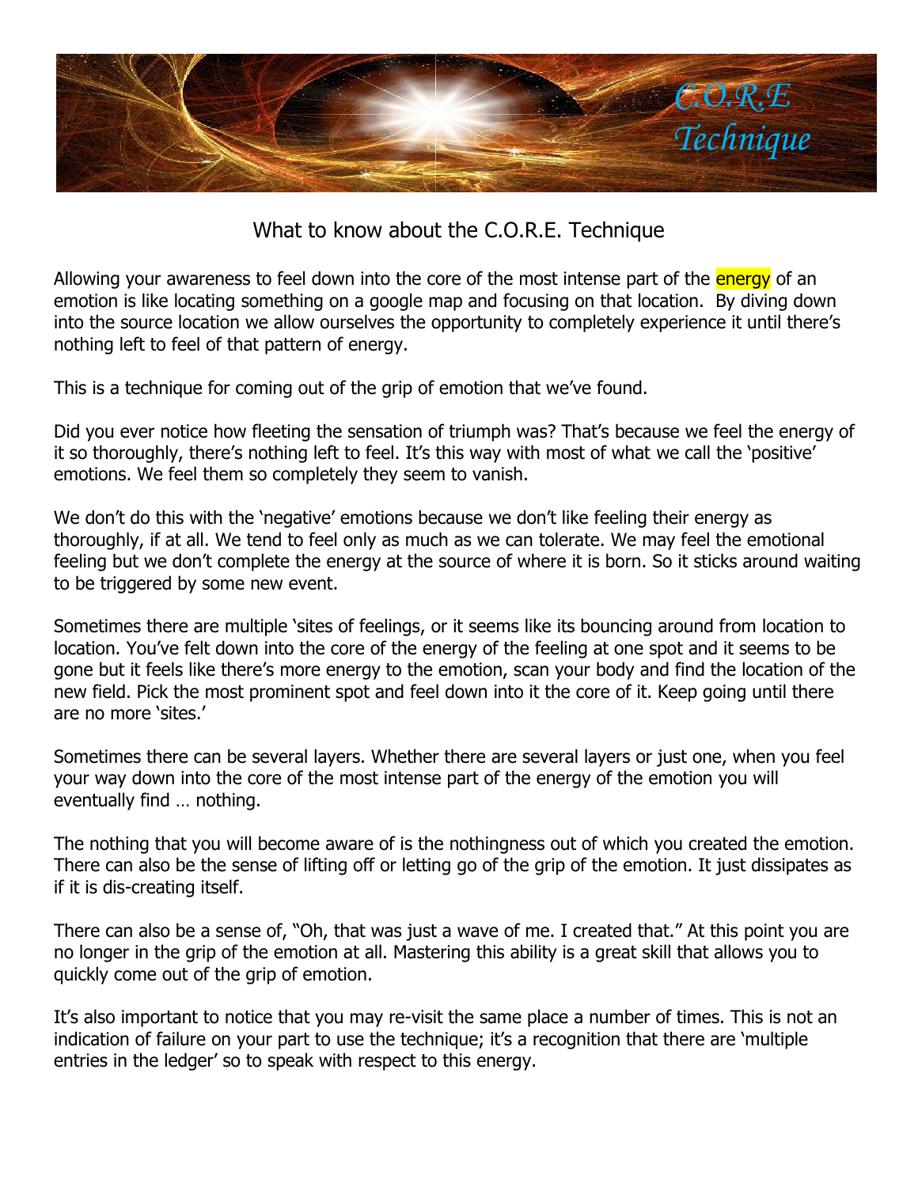C.O.R.E Technique

## What to know about the C.O.R.E. Technique

Allowing your awareness to feel down into the core of the most intense part of the energy of an emotion is like locating something on a google map and focusing on that location. By diving down into the source location we allow ourselves the opportunity to completely experience it until there's nothing left to feel of that pattern of energy.

This is a technique for coming out of the grip of emotion that we've found.

Did you ever notice how fleeting the sensation of triumph was? That's because we feel the energy of it so thoroughly, there's nothing left to feel. It's this way with most of what we call the 'positive' emotions. We feel them so completely they seem to vanish.

We don't do this with the 'negative' emotions because we don't like feeling their energy as thoroughly, if at all. We tend to feel only as much as we can tolerate. We may feel the emotional feeling but we don't complete the energy at the source of where it is born. So it sticks around waiting to be triggered by some new event.

Sometimes there are multiple 'sites of feelings, or it seems like its bouncing around from location to location. You've felt down into the core of the energy of the feeling at one spot and it seems to be gone but it feels like there's more energy to the emotion, scan your body and find the location of the new field. Pick the most prominent spot and feel down into it the core of it. Keep going until there are no more 'sites.'

Sometimes there can be several layers. Whether there are several layers or just one, when you feel your way down into the core of the most intense part of the energy of the emotion you will eventually find … nothing.

The nothing that you will become aware of is the nothingness out of which you created the emotion. There can also be the sense of lifting off or letting go of the grip of the emotion. It just dissipates as if it is dis-creating itself.

There can also be a sense of, "Oh, that was just a wave of me. I created that." At this point you are no longer in the grip of the emotion at all. Mastering this ability is a great skill that allows you to quickly come out of the grip of emotion.

It's also important to notice that you may re-visit the same place a number of times. This is not an indication of failure on your part to use the technique; it's a recognition that there are 'multiple entries in the ledger' so to speak with respect to this energy.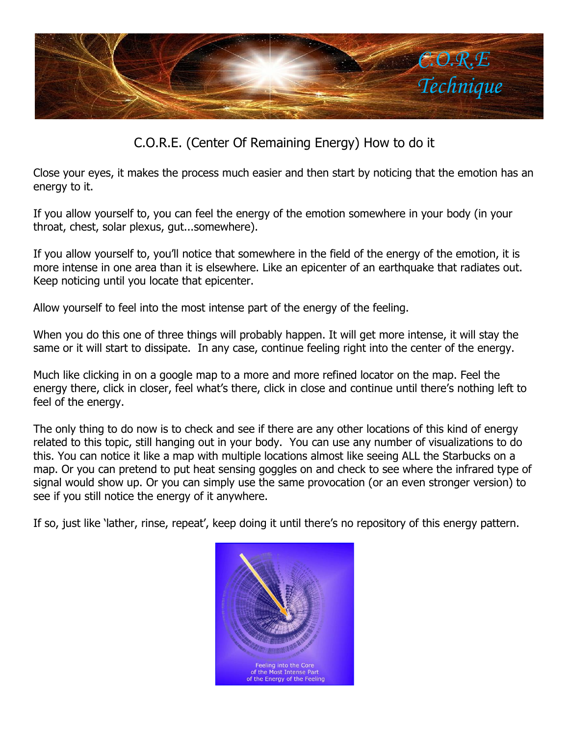# C.O.R.E (Center Of Remaining Energy) How to do it

Close your eyes, it makes the process much easier and then start by noticing that the emotion has an energy to it.

If you allow yourself to, you can feel the energy of the emotion somewhere in your body (in your throat, chest, solar plexus, gut...somewhere).

If you allow yourself to, you'll notice that somewhere in the field of the energy of the emotion, it is more intense in one area than it is elsewhere. Like an epicenter of an earthquake that radiates out. Keep noticing until you locate that epicenter.

Allow yourself to feel into the most intense part of the energy of the feeling.

When you do this one of three things will probably happen. It will get more intense, it will stay the same or it will start to dissipate. In any case, continue feeling right into the center of the energy.

Much like clicking in on a google map to a more and more refined locator on the map. Feel the energy there, click in closer, feel what's there, click in close and continue until there's nothing left to feel of the energy.

The only thing to do now is to check and see if there are any other locations of this kind of energy related to this topic, still hanging out in your body. You can use any number of visualizations to do this. You can notice it like a map with multiple locations almost like seeing ALL the Starbucks on a map. Or you can pretend to put heat sensing goggles on and check to see where the infrared type of signal would show up. Or you can simply use the same provocation (or an even stronger version) to see if you still notice the energy of it anywhere.

If so, just like 'lather, rinse, repeat', keep doing it until there's no repository of this energy pattern.

Feeling into the Core of the Most Intense Part of the Energy of the Feeling